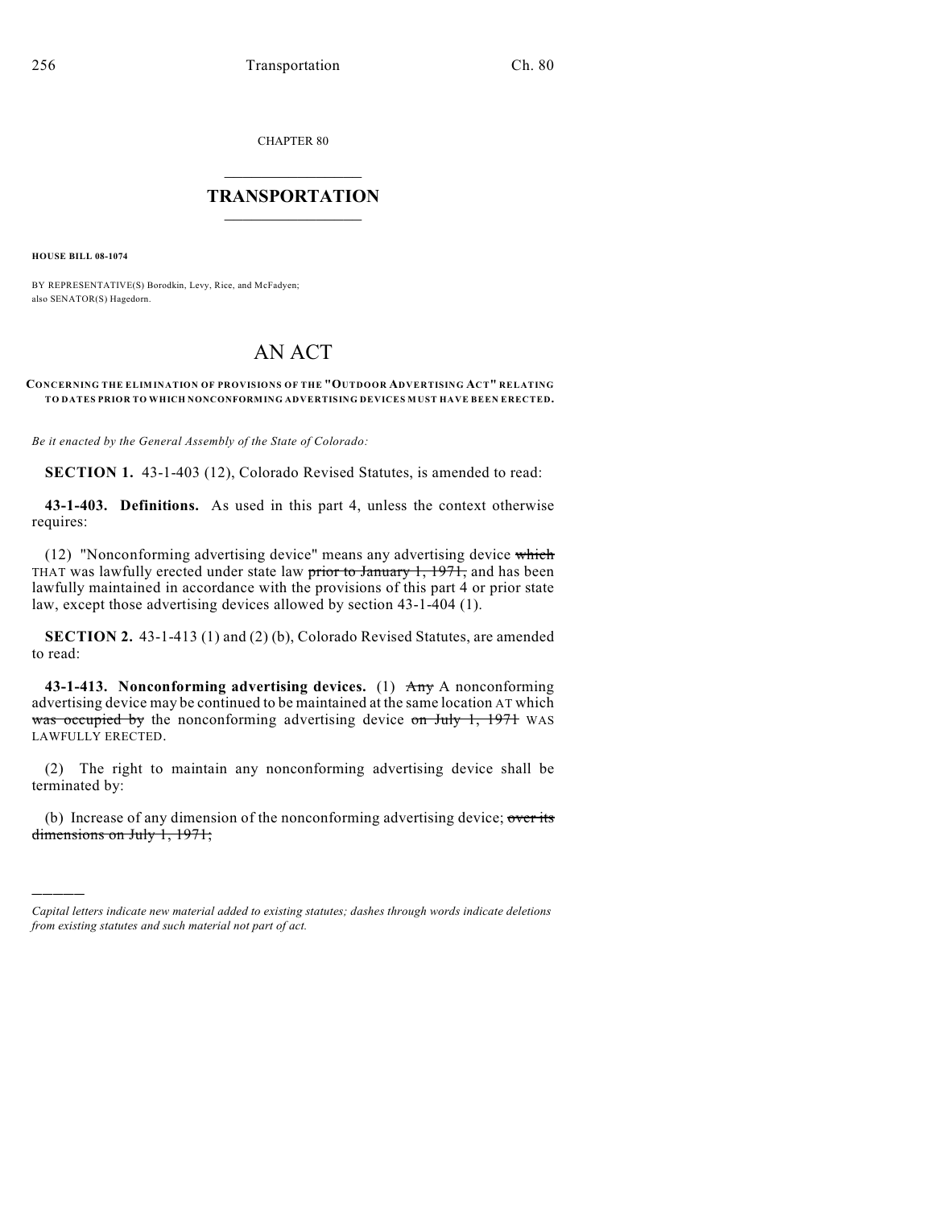CHAPTER 80

# TRANSPORTATION

**HOUSE BILL 08-1074**

BY REPRESENTATIVE(S) Borodkin, Levy, Rice, and McFadyen;
also SENATOR(S) Hagedorn.

# AN ACT

**CONCERNING THE ELIMINATION OF PROVISIONS OF THE "OUTDOOR ADVERTISING ACT" RELATING TO DATES PRIOR TO WHICH NONCONFORMING ADVERTISING DEVICES MUST HAVE BEEN ERECTED.**

*Be it enacted by the General Assembly of the State of Colorado:*

**SECTION 1.** 43-1-403 (12), Colorado Revised Statutes, is amended to read:

**43-1-403. Definitions.** As used in this part 4, unless the context otherwise requires:

(12) "Nonconforming advertising device" means any advertising device ~~which~~ THAT was lawfully erected under state law ~~prior to January 1, 1971,~~ and has been lawfully maintained in accordance with the provisions of this part 4 or prior state law, except those advertising devices allowed by section 43-1-404 (1).

**SECTION 2.** 43-1-413 (1) and (2) (b), Colorado Revised Statutes, are amended to read:

**43-1-413. Nonconforming advertising devices.** (1) ~~Any~~ A nonconforming advertising device may be continued to be maintained at the same location AT which ~~was occupied by~~ the nonconforming advertising device ~~on July 1, 1971~~ WAS LAWFULLY ERECTED.

(2) The right to maintain any nonconforming advertising device shall be terminated by:

(b) Increase of any dimension of the nonconforming advertising device; ~~over its dimensions on July 1, 1971;~~

---

*Capital letters indicate new material added to existing statutes; dashes through words indicate deletions from existing statutes and such material not part of act.*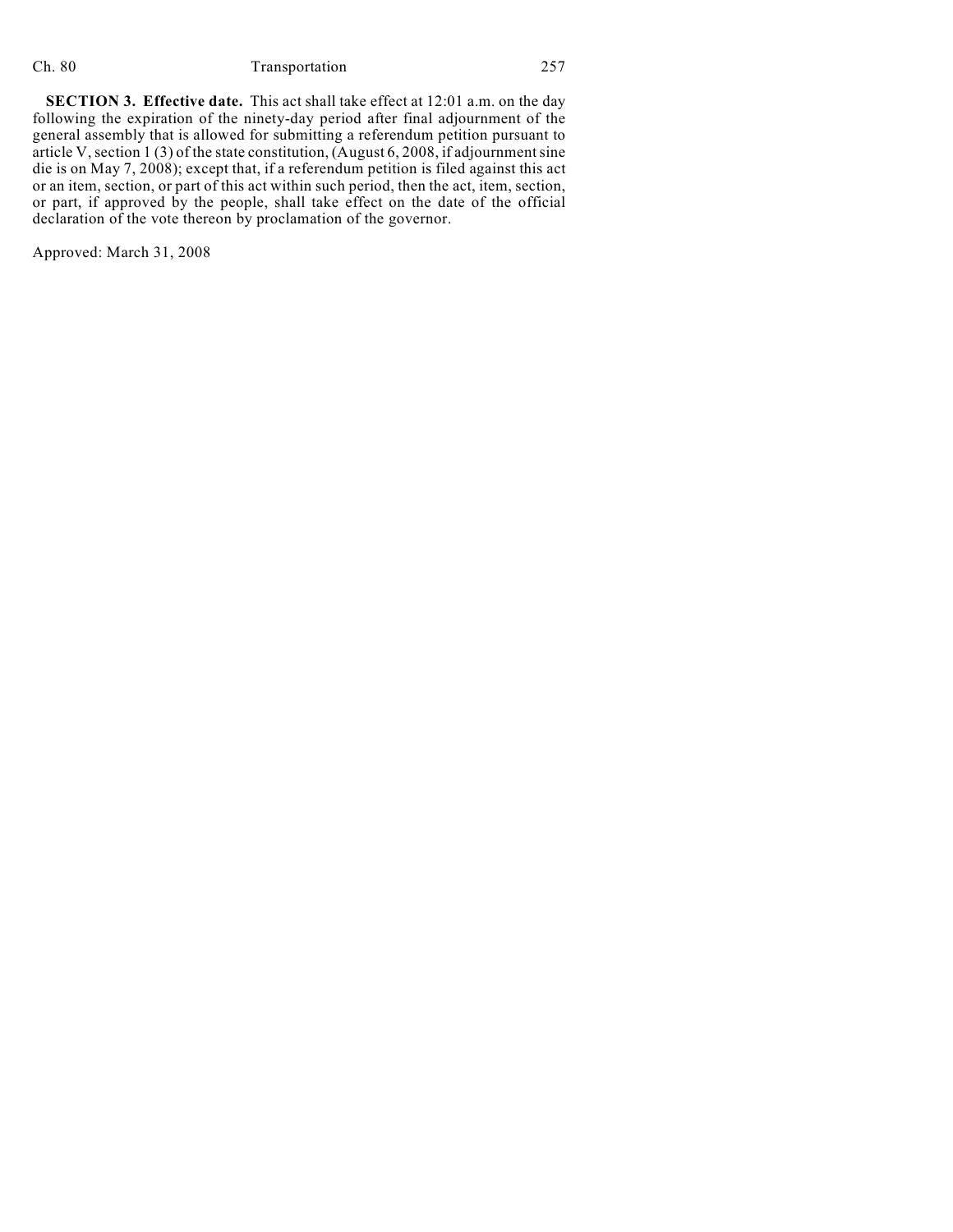**SECTION 3. Effective date.** This act shall take effect at 12:01 a.m. on the day following the expiration of the ninety-day period after final adjournment of the general assembly that is allowed for submitting a referendum petition pursuant to article V, section 1 (3) of the state constitution, (August 6, 2008, if adjournment sine die is on May 7, 2008); except that, if a referendum petition is filed against this act or an item, section, or part of this act within such period, then the act, item, section, or part, if approved by the people, shall take effect on the date of the official declaration of the vote thereon by proclamation of the governor.

Approved: March 31, 2008